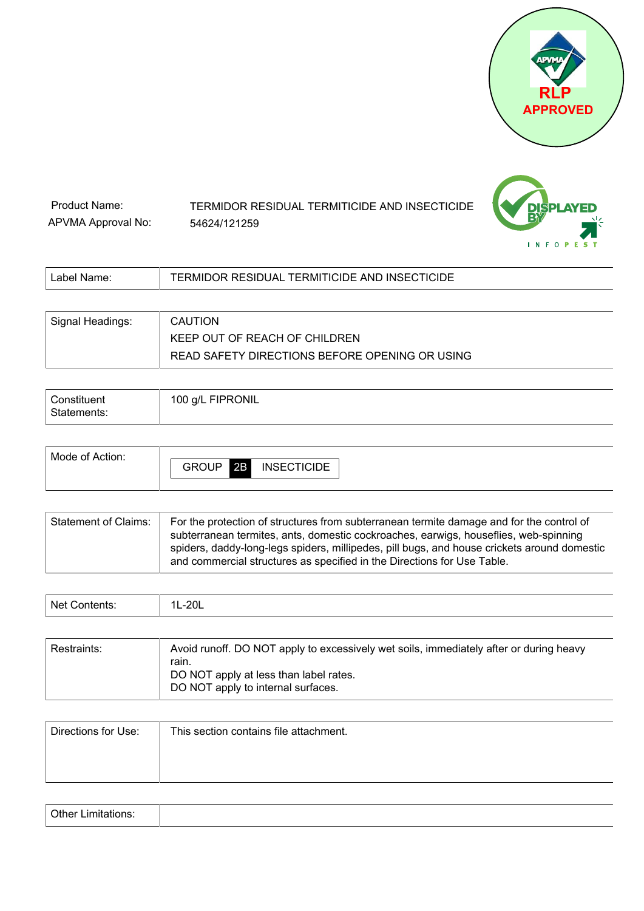RLP APPROVED

Product Name: TERMIDOR RESIDUAL TERMITICIDE AND INSECTICIDE

APVMA Approval No: 54624/121259

| Label Name: | TERMIDOR RESIDUAL TERMITICIDE AND INSECTICIDE |
|---|---|

| Signal Headings: | CAUTION<br>KEEP OUT OF REACH OF CHILDREN<br>READ SAFETY DIRECTIONS BEFORE OPENING OR USING |
|---|---|

| Constituent Statements: | 100 g/L FIPRONIL |
|---|---|

| Mode of Action: | GROUP 2B INSECTICIDE |
|---|---|

| Statement of Claims: | For the protection of structures from subterranean termite damage and for the control of subterranean termites, ants, domestic cockroaches, earwigs, houseflies, web-spinning spiders, daddy-long-legs spiders, millipedes, pill bugs, and house crickets around domestic and commercial structures as specified in the Directions for Use Table. |
|---|---|

| Net Contents: | 1L-20L |
|---|---|

| Restraints: | Avoid runoff. DO NOT apply to excessively wet soils, immediately after or during heavy rain.<br>DO NOT apply at less than label rates.<br>DO NOT apply to internal surfaces. |
|---|---|

| Directions for Use: | This section contains file attachment. |
|---|---|

| Other Limitations: | |
|---|---|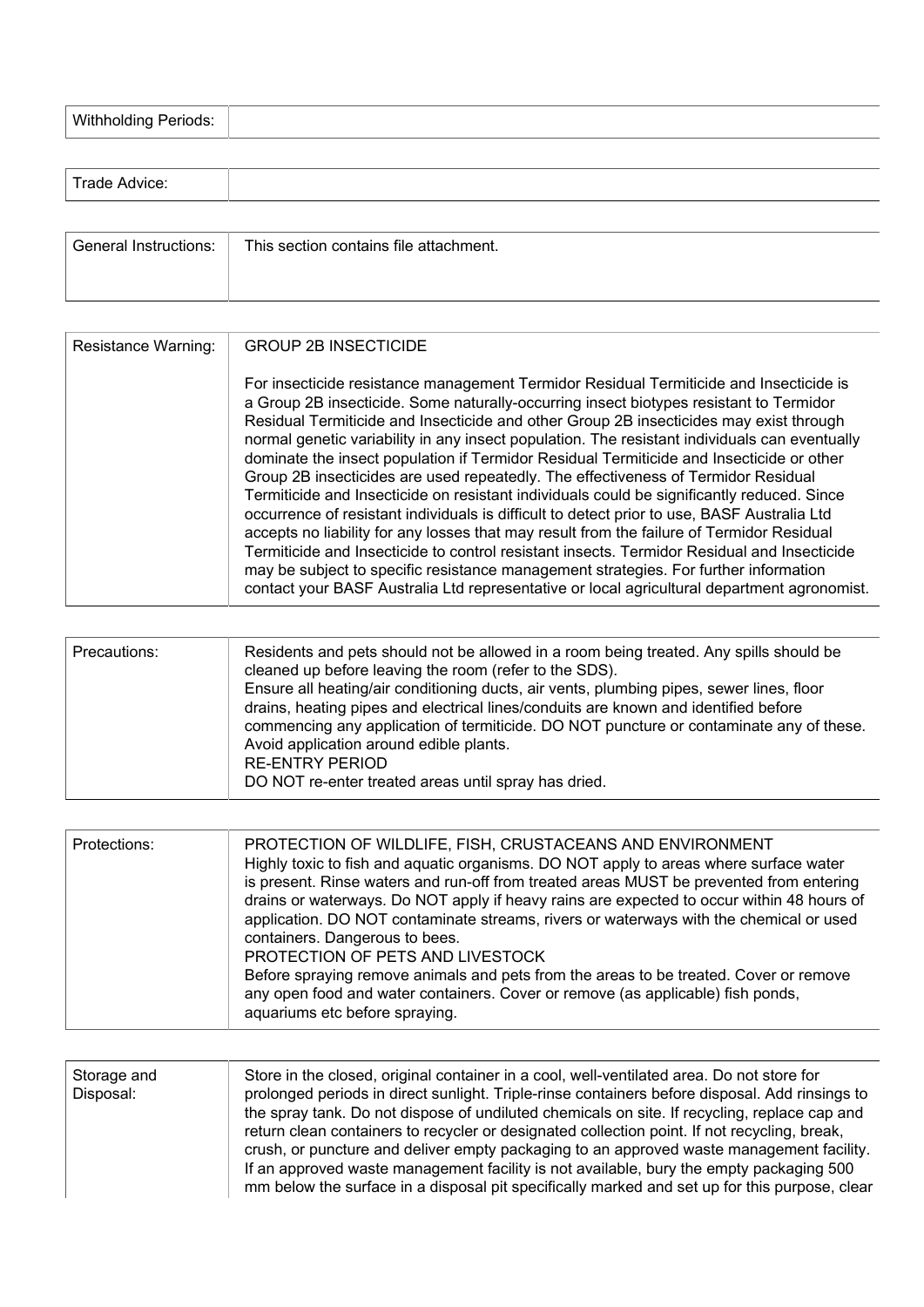| Withholding Periods: | |
|---|---|

| Trade Advice: | |
|---|---|

| General Instructions: | This section contains file attachment. |
|---|---|

| Resistance Warning: | GROUP 2B INSECTICIDE<br><br>For insecticide resistance management Termidor Residual Termiticide and Insecticide is a Group 2B insecticide. Some naturally-occurring insect biotypes resistant to Termidor Residual Termiticide and Insecticide and other Group 2B insecticides may exist through normal genetic variability in any insect population. The resistant individuals can eventually dominate the insect population if Termidor Residual Termiticide and Insecticide or other Group 2B insecticides are used repeatedly. The effectiveness of Termidor Residual Termiticide and Insecticide on resistant individuals could be significantly reduced. Since occurrence of resistant individuals is difficult to detect prior to use, BASF Australia Ltd accepts no liability for any losses that may result from the failure of Termidor Residual Termiticide and Insecticide to control resistant insects. Termidor Residual and Insecticide may be subject to specific resistance management strategies. For further information contact your BASF Australia Ltd representative or local agricultural department agronomist. |
|---|---|

| Precautions: | Residents and pets should not be allowed in a room being treated. Any spills should be cleaned up before leaving the room (refer to the SDS).<br>Ensure all heating/air conditioning ducts, air vents, plumbing pipes, sewer lines, floor drains, heating pipes and electrical lines/conduits are known and identified before commencing any application of termiticide. DO NOT puncture or contaminate any of these.<br>Avoid application around edible plants.<br>RE-ENTRY PERIOD<br>DO NOT re-enter treated areas until spray has dried. |
|---|---|

| Protections: | PROTECTION OF WILDLIFE, FISH, CRUSTACEANS AND ENVIRONMENT<br>Highly toxic to fish and aquatic organisms. DO NOT apply to areas where surface water is present. Rinse waters and run-off from treated areas MUST be prevented from entering drains or waterways. Do NOT apply if heavy rains are expected to occur within 48 hours of application. DO NOT contaminate streams, rivers or waterways with the chemical or used containers. Dangerous to bees.<br>PROTECTION OF PETS AND LIVESTOCK<br>Before spraying remove animals and pets from the areas to be treated. Cover or remove any open food and water containers. Cover or remove (as applicable) fish ponds, aquariums etc before spraying. |
|---|---|

| Storage and Disposal: | Store in the closed, original container in a cool, well-ventilated area. Do not store for prolonged periods in direct sunlight. Triple-rinse containers before disposal. Add rinsings to the spray tank. Do not dispose of undiluted chemicals on site. If recycling, replace cap and return clean containers to recycler or designated collection point. If not recycling, break, crush, or puncture and deliver empty packaging to an approved waste management facility. If an approved waste management facility is not available, bury the empty packaging 500 mm below the surface in a disposal pit specifically marked and set up for this purpose, clear |
|---|---|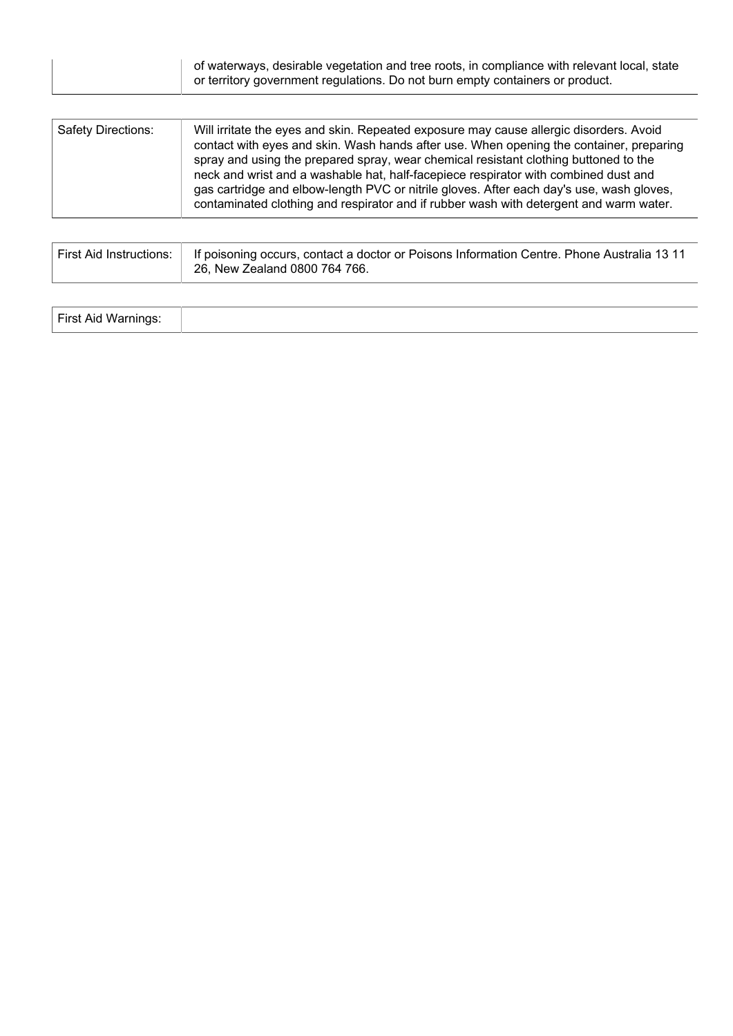| | |
|---|---|
| | of waterways, desirable vegetation and tree roots, in compliance with relevant local, state or territory government regulations. Do not burn empty containers or product. |

| | |
|---|---|
| Safety Directions: | Will irritate the eyes and skin. Repeated exposure may cause allergic disorders. Avoid contact with eyes and skin. Wash hands after use. When opening the container, preparing spray and using the prepared spray, wear chemical resistant clothing buttoned to the neck and wrist and a washable hat, half-facepiece respirator with combined dust and gas cartridge and elbow-length PVC or nitrile gloves. After each day's use, wash gloves, contaminated clothing and respirator and if rubber wash with detergent and warm water. |

| | |
|---|---|
| First Aid Instructions: | If poisoning occurs, contact a doctor or Poisons Information Centre. Phone Australia 13 11 26, New Zealand 0800 764 766. |

| | |
|---|---|
| First Aid Warnings: | |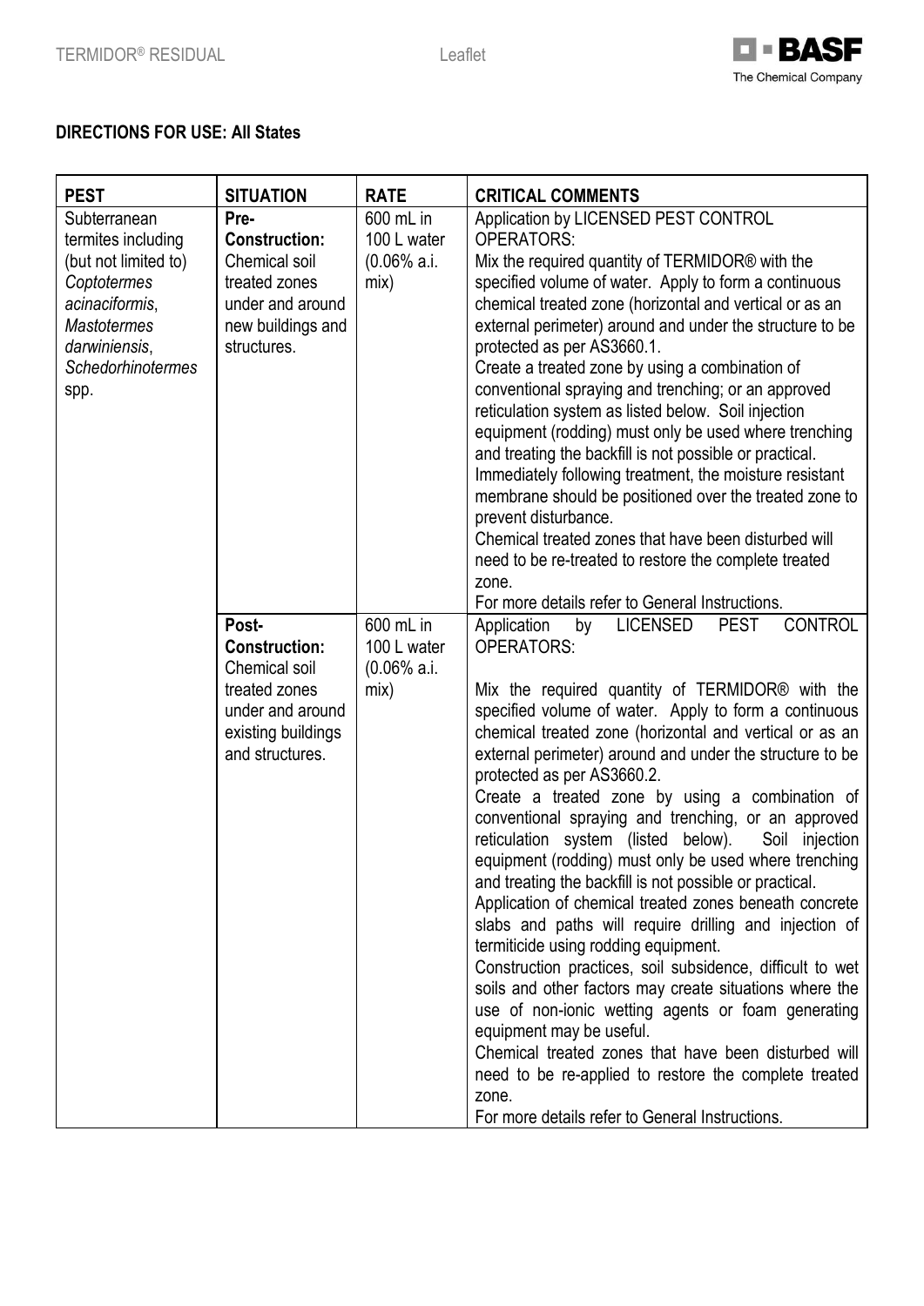**DIRECTIONS FOR USE: All States**

| PEST | SITUATION | RATE | CRITICAL COMMENTS |
|---|---|---|---|
| Subterranean termites including (but not limited to) *Coptotermes acinaciformis*, *Mastotermes darwiniensis*, *Schedorhinotermes* spp. | **Pre-Construction:** Chemical soil treated zones under and around new buildings and structures. | 600 mL in 100 L water (0.06% a.i. mix) | Application by LICENSED PEST CONTROL OPERATORS: Mix the required quantity of TERMIDOR® with the specified volume of water. Apply to form a continuous chemical treated zone (horizontal and vertical or as an external perimeter) around and under the structure to be protected as per AS3660.1. Create a treated zone by using a combination of conventional spraying and trenching; or an approved reticulation system as listed below. Soil injection equipment (rodding) must only be used where trenching and treating the backfill is not possible or practical. Immediately following treatment, the moisture resistant membrane should be positioned over the treated zone to prevent disturbance. Chemical treated zones that have been disturbed will need to be re-treated to restore the complete treated zone. For more details refer to General Instructions. |
| | **Post-Construction:** Chemical soil treated zones under and around existing buildings and structures. | 600 mL in 100 L water (0.06% a.i. mix) | Application by LICENSED PEST CONTROL OPERATORS: Mix the required quantity of TERMIDOR® with the specified volume of water. Apply to form a continuous chemical treated zone (horizontal and vertical or as an external perimeter) around and under the structure to be protected as per AS3660.2. Create a treated zone by using a combination of conventional spraying and trenching, or an approved reticulation system (listed below). Soil injection equipment (rodding) must only be used where trenching and treating the backfill is not possible or practical. Application of chemical treated zones beneath concrete slabs and paths will require drilling and injection of termiticide using rodding equipment. Construction practices, soil subsidence, difficult to wet soils and other factors may create situations where the use of non-ionic wetting agents or foam generating equipment may be useful. Chemical treated zones that have been disturbed will need to be re-applied to restore the complete treated zone. For more details refer to General Instructions. |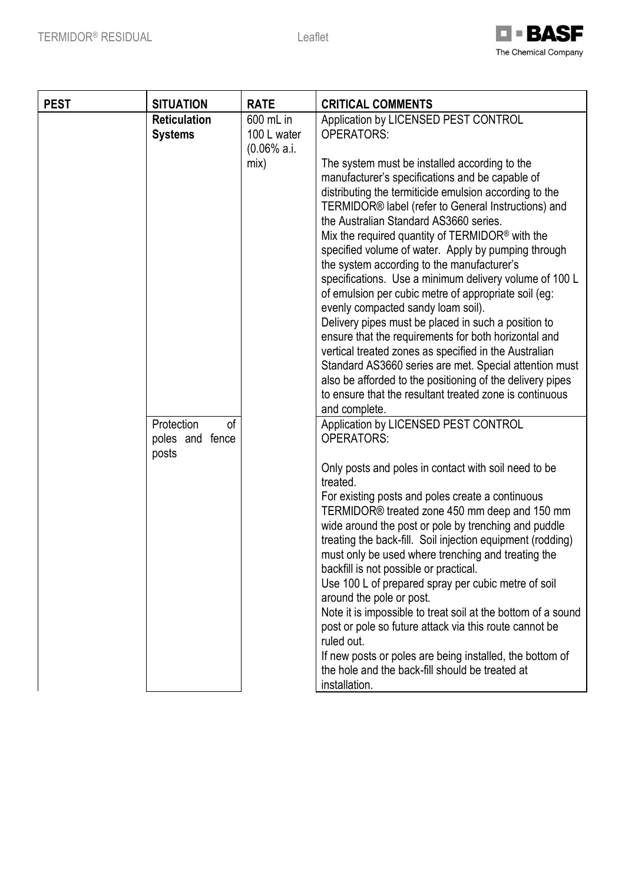| PEST | SITUATION | RATE | CRITICAL COMMENTS |
|---|---|---|---|
| | **Reticulation Systems** | 600 mL in 100 L water (0.06% a.i. mix) | Application by LICENSED PEST CONTROL OPERATORS:<br><br>The system must be installed according to the manufacturer's specifications and be capable of distributing the termiticide emulsion according to the TERMIDOR® label (refer to General Instructions) and the Australian Standard AS3660 series.<br>Mix the required quantity of TERMIDOR® with the specified volume of water. Apply by pumping through the system according to the manufacturer's specifications. Use a minimum delivery volume of 100 L of emulsion per cubic metre of appropriate soil (eg: evenly compacted sandy loam soil).<br>Delivery pipes must be placed in such a position to ensure that the requirements for both horizontal and vertical treated zones as specified in the Australian Standard AS3660 series are met. Special attention must also be afforded to the positioning of the delivery pipes to ensure that the resultant treated zone is continuous and complete. |
| | Protection of poles and fence posts | | Application by LICENSED PEST CONTROL OPERATORS:<br><br>Only posts and poles in contact with soil need to be treated.<br>For existing posts and poles create a continuous TERMIDOR® treated zone 450 mm deep and 150 mm wide around the post or pole by trenching and puddle treating the back-fill. Soil injection equipment (rodding) must only be used where trenching and treating the backfill is not possible or practical.<br>Use 100 L of prepared spray per cubic metre of soil around the pole or post.<br>Note it is impossible to treat soil at the bottom of a sound post or pole so future attack via this route cannot be ruled out.<br>If new posts or poles are being installed, the bottom of the hole and the back-fill should be treated at installation. |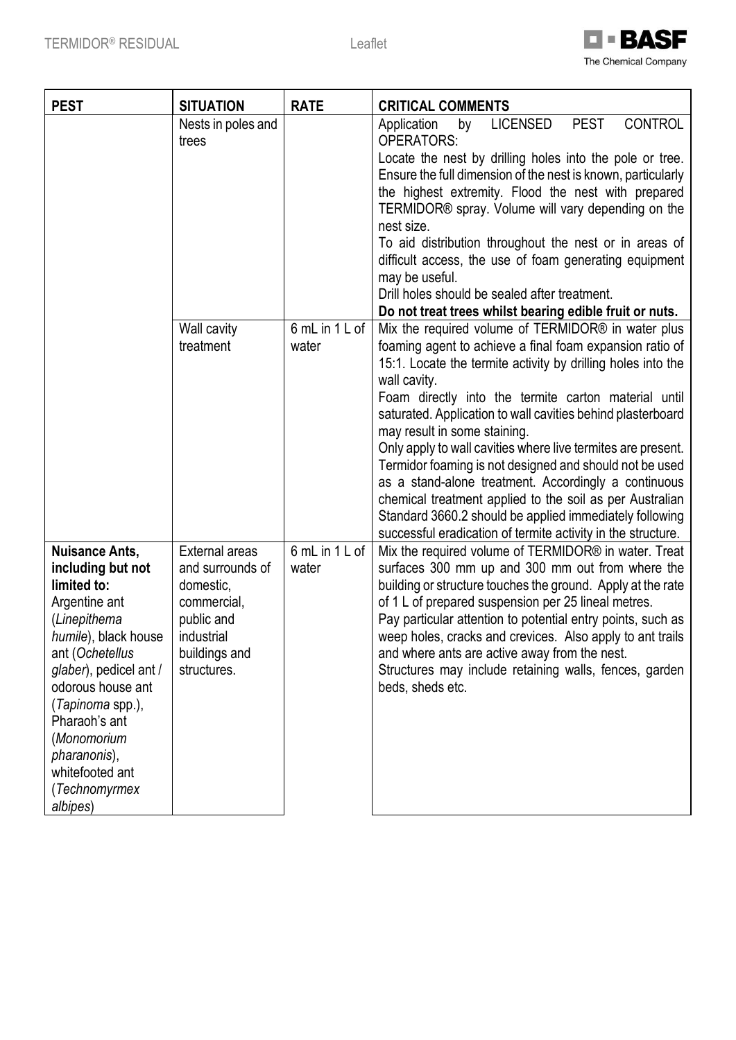| PEST | SITUATION | RATE | CRITICAL COMMENTS |
|---|---|---|---|
| | Nests in poles and trees | | Application by LICENSED PEST CONTROL OPERATORS:<br>Locate the nest by drilling holes into the pole or tree. Ensure the full dimension of the nest is known, particularly the highest extremity. Flood the nest with prepared TERMIDOR® spray. Volume will vary depending on the nest size.<br>To aid distribution throughout the nest or in areas of difficult access, the use of foam generating equipment may be useful.<br>Drill holes should be sealed after treatment.<br>**Do not treat trees whilst bearing edible fruit or nuts.** |
| | Wall cavity treatment | 6 mL in 1 L of water | Mix the required volume of TERMIDOR® in water plus foaming agent to achieve a final foam expansion ratio of 15:1. Locate the termite activity by drilling holes into the wall cavity.<br>Foam directly into the termite carton material until saturated. Application to wall cavities behind plasterboard may result in some staining.<br>Only apply to wall cavities where live termites are present. Termidor foaming is not designed and should not be used as a stand-alone treatment. Accordingly a continuous chemical treatment applied to the soil as per Australian Standard 3660.2 should be applied immediately following successful eradication of termite activity in the structure. |
| **Nuisance Ants, including but not limited to:** Argentine ant (*Linepithema humile*), black house ant (*Ochetellus glaber*), pedicel ant / odorous house ant (*Tapinoma* spp.), Pharaoh's ant (*Monomorium pharanonis*), whitefooted ant (*Technomyrmex albipes*) | External areas and surrounds of domestic, commercial, public and industrial buildings and structures. | 6 mL in 1 L of water | Mix the required volume of TERMIDOR® in water. Treat surfaces 300 mm up and 300 mm out from where the building or structure touches the ground. Apply at the rate of 1 L of prepared suspension per 25 lineal metres.<br>Pay particular attention to potential entry points, such as weep holes, cracks and crevices. Also apply to ant trails and where ants are active away from the nest.<br>Structures may include retaining walls, fences, garden beds, sheds etc. |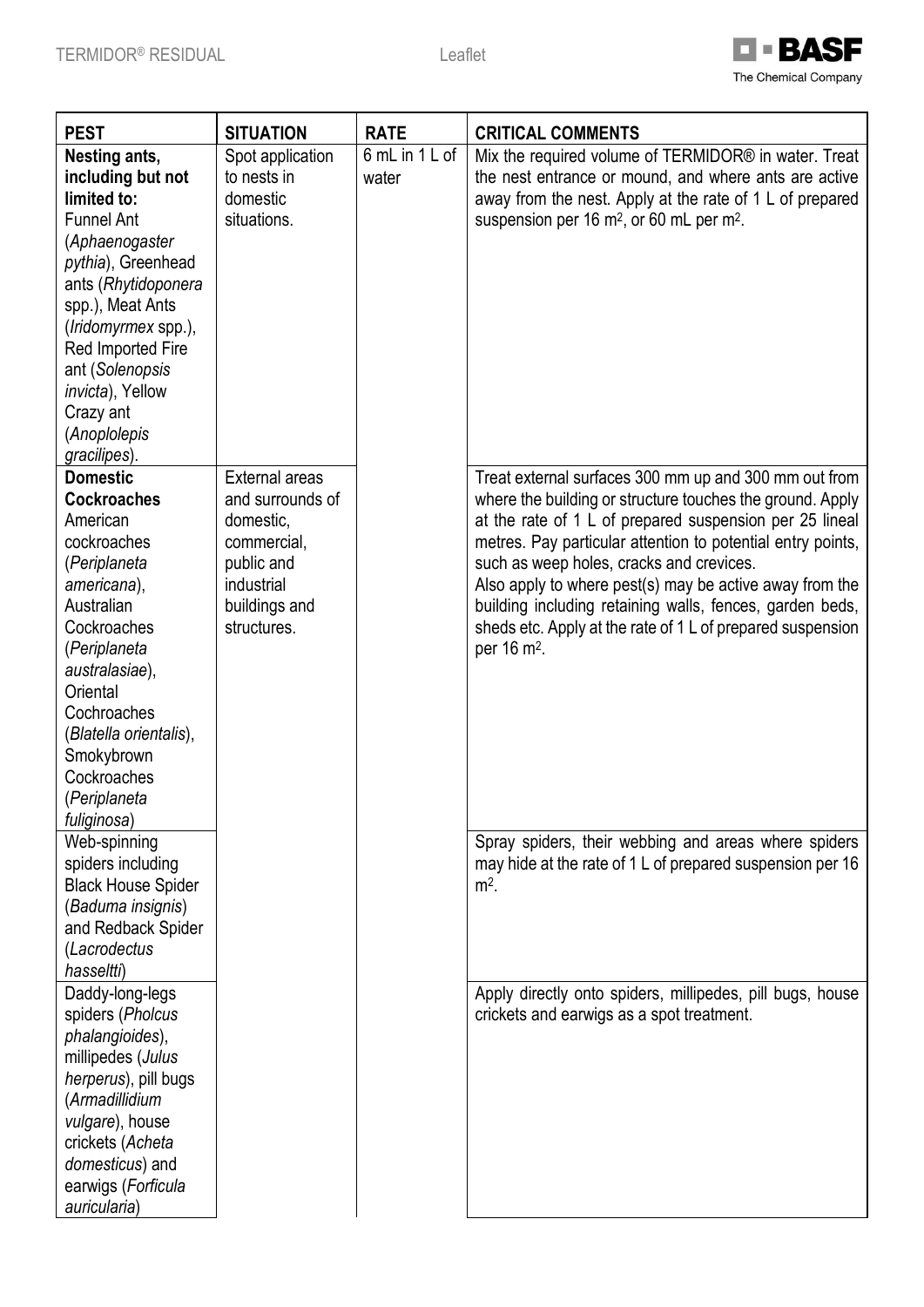| PEST | SITUATION | RATE | CRITICAL COMMENTS |
|---|---|---|---|
| **Nesting ants, including but not limited to:** Funnel Ant (*Aphaenogaster pythia*), Greenhead ants (*Rhytidoponera* spp.), Meat Ants (*Iridomyrmex* spp.), Red Imported Fire ant (*Solenopsis invicta*), Yellow Crazy ant (*Anoplolepis gracilipes*). | Spot application to nests in domestic situations. | 6 mL in 1 L of water | Mix the required volume of TERMIDOR® in water. Treat the nest entrance or mound, and where ants are active away from the nest. Apply at the rate of 1 L of prepared suspension per 16 m², or 60 mL per m². |
| **Domestic Cockroaches** American cockroaches (*Periplaneta americana*), Australian Cockroaches (*Periplaneta australasiae*), Oriental Cochroaches (*Blatella orientalis*), Smokybrown Cockroaches (*Periplaneta fuliginosa*) | External areas and surrounds of domestic, commercial, public and industrial buildings and structures. | | Treat external surfaces 300 mm up and 300 mm out from where the building or structure touches the ground. Apply at the rate of 1 L of prepared suspension per 25 lineal metres. Pay particular attention to potential entry points, such as weep holes, cracks and crevices. Also apply to where pest(s) may be active away from the building including retaining walls, fences, garden beds, sheds etc. Apply at the rate of 1 L of prepared suspension per 16 m². |
| Web-spinning spiders including Black House Spider (*Baduma insignis*) and Redback Spider (*Lacrodectus hasseltti*) | | | Spray spiders, their webbing and areas where spiders may hide at the rate of 1 L of prepared suspension per 16 m². |
| Daddy-long-legs spiders (*Pholcus phalangioides*), millipedes (*Julus herperus*), pill bugs (*Armadillidium vulgare*), house crickets (*Acheta domesticus*) and earwigs (*Forficula auricularia*) | | | Apply directly onto spiders, millipedes, pill bugs, house crickets and earwigs as a spot treatment. |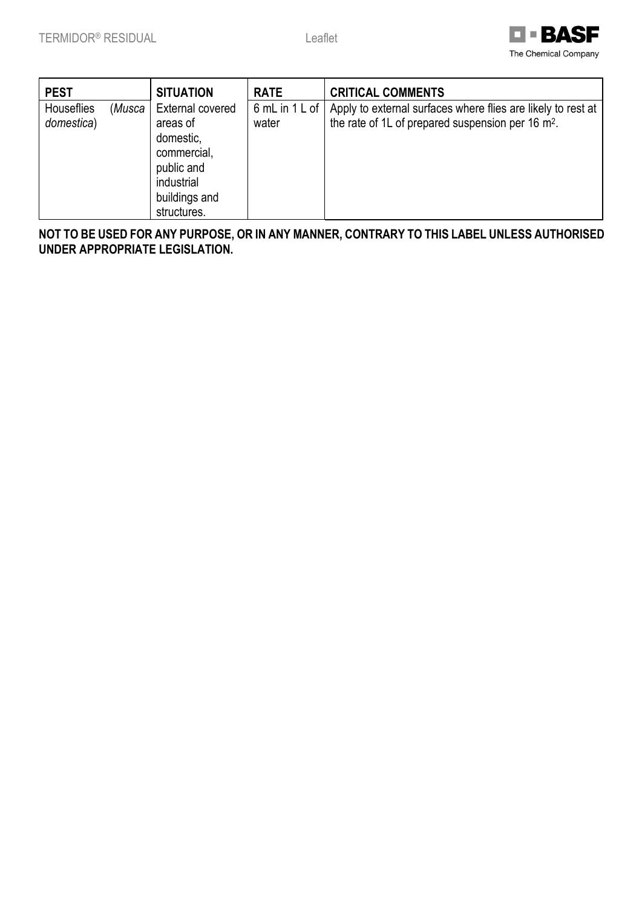| PEST | SITUATION | RATE | CRITICAL COMMENTS |
| --- | --- | --- | --- |
| Houseflies (*Musca domestica*) | External covered areas of domestic, commercial, public and industrial buildings and structures. | 6 mL in 1 L of water | Apply to external surfaces where flies are likely to rest at the rate of 1L of prepared suspension per 16 $m^2$. |

**NOT TO BE USED FOR ANY PURPOSE, OR IN ANY MANNER, CONTRARY TO THIS LABEL UNLESS AUTHORISED UNDER APPROPRIATE LEGISLATION.**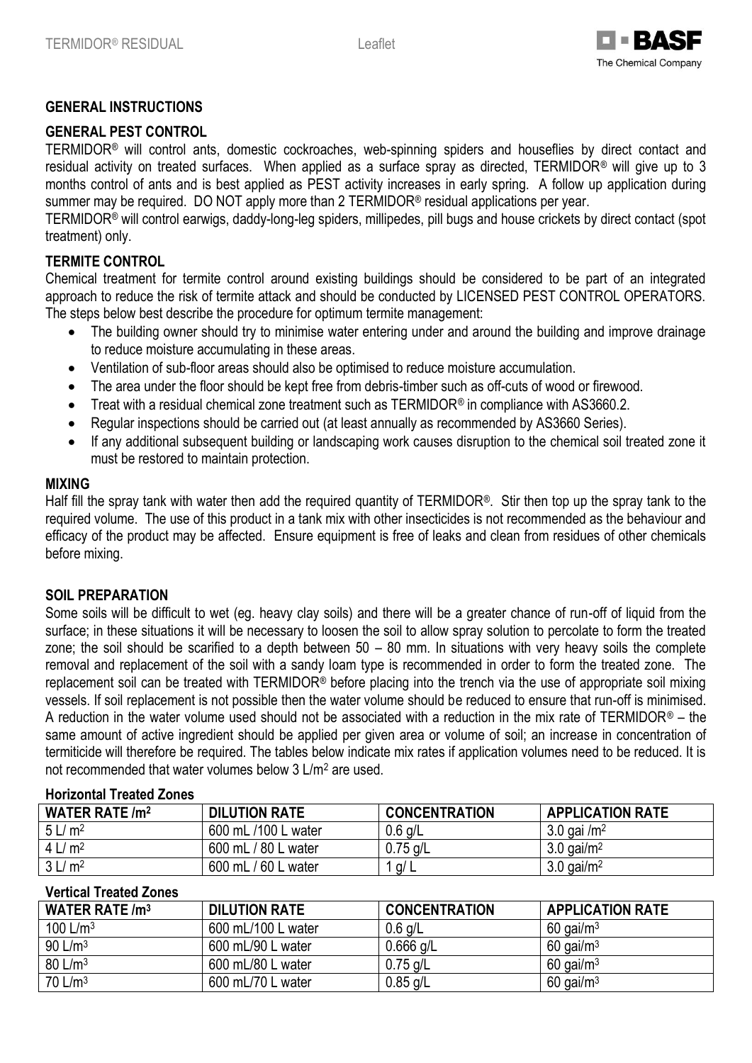## GENERAL INSTRUCTIONS

### GENERAL PEST CONTROL

TERMIDOR® will control ants, domestic cockroaches, web-spinning spiders and houseflies by direct contact and residual activity on treated surfaces. When applied as a surface spray as directed, TERMIDOR® will give up to 3 months control of ants and is best applied as PEST activity increases in early spring. A follow up application during summer may be required. DO NOT apply more than 2 TERMIDOR® residual applications per year.

TERMIDOR® will control earwigs, daddy-long-leg spiders, millipedes, pill bugs and house crickets by direct contact (spot treatment) only.

### TERMITE CONTROL

Chemical treatment for termite control around existing buildings should be considered to be part of an integrated approach to reduce the risk of termite attack and should be conducted by LICENSED PEST CONTROL OPERATORS. The steps below best describe the procedure for optimum termite management:

- The building owner should try to minimise water entering under and around the building and improve drainage to reduce moisture accumulating in these areas.
- Ventilation of sub-floor areas should also be optimised to reduce moisture accumulation.
- The area under the floor should be kept free from debris-timber such as off-cuts of wood or firewood.
- Treat with a residual chemical zone treatment such as TERMIDOR® in compliance with AS3660.2.
- Regular inspections should be carried out (at least annually as recommended by AS3660 Series).
- If any additional subsequent building or landscaping work causes disruption to the chemical soil treated zone it must be restored to maintain protection.

### MIXING

Half fill the spray tank with water then add the required quantity of TERMIDOR®. Stir then top up the spray tank to the required volume. The use of this product in a tank mix with other insecticides is not recommended as the behaviour and efficacy of the product may be affected. Ensure equipment is free of leaks and clean from residues of other chemicals before mixing.

### SOIL PREPARATION

Some soils will be difficult to wet (eg. heavy clay soils) and there will be a greater chance of run-off of liquid from the surface; in these situations it will be necessary to loosen the soil to allow spray solution to percolate to form the treated zone; the soil should be scarified to a depth between 50 – 80 mm. In situations with very heavy soils the complete removal and replacement of the soil with a sandy loam type is recommended in order to form the treated zone. The replacement soil can be treated with TERMIDOR® before placing into the trench via the use of appropriate soil mixing vessels. If soil replacement is not possible then the water volume should be reduced to ensure that run-off is minimised. A reduction in the water volume used should not be associated with a reduction in the mix rate of TERMIDOR® – the same amount of active ingredient should be applied per given area or volume of soil; an increase in concentration of termiticide will therefore be required. The tables below indicate mix rates if application volumes need to be reduced. It is not recommended that water volumes below 3 L/m$^2$ are used.

**Horizontal Treated Zones**

| WATER RATE /m$^2$ | DILUTION RATE | CONCENTRATION | APPLICATION RATE |
|---|---|---|---|
| 5 L/ m$^2$ | 600 mL /100 L water | 0.6 g/L | 3.0 gai /m$^2$ |
| 4 L/ m$^2$ | 600 mL / 80 L water | 0.75 g/L | 3.0 gai/m$^2$ |
| 3 L/ m$^2$ | 600 mL / 60 L water | 1 g/ L | 3.0 gai/m$^2$ |

**Vertical Treated Zones**

| WATER RATE /m$^3$ | DILUTION RATE | CONCENTRATION | APPLICATION RATE |
|---|---|---|---|
| 100 L/m$^3$ | 600 mL/100 L water | 0.6 g/L | 60 gai/m$^3$ |
| 90 L/m$^3$ | 600 mL/90 L water | 0.666 g/L | 60 gai/m$^3$ |
| 80 L/m$^3$ | 600 mL/80 L water | 0.75 g/L | 60 gai/m$^3$ |
| 70 L/m$^3$ | 600 mL/70 L water | 0.85 g/L | 60 gai/m$^3$ |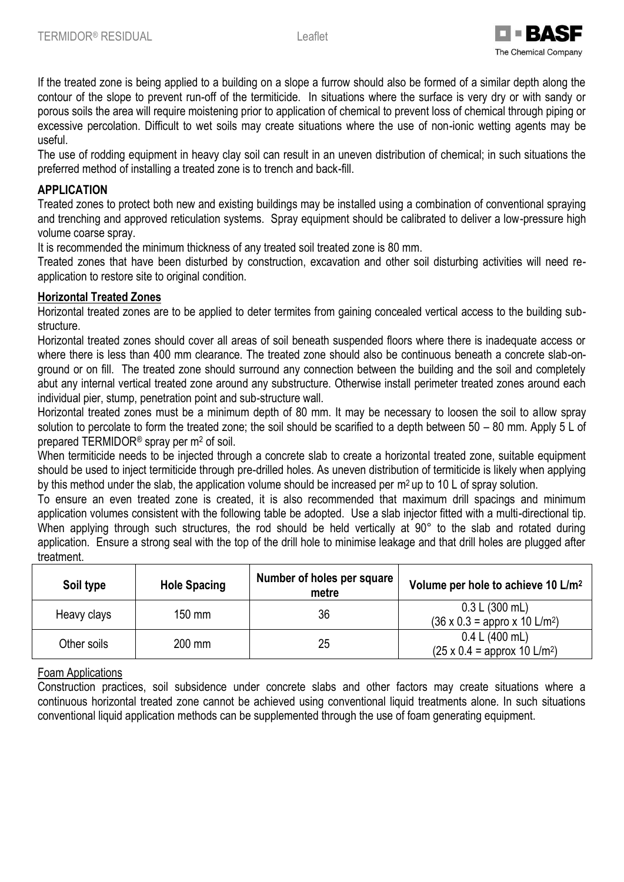If the treated zone is being applied to a building on a slope a furrow should also be formed of a similar depth along the contour of the slope to prevent run-off of the termiticide. In situations where the surface is very dry or with sandy or porous soils the area will require moistening prior to application of chemical to prevent loss of chemical through piping or excessive percolation. Difficult to wet soils may create situations where the use of non-ionic wetting agents may be useful.

The use of rodding equipment in heavy clay soil can result in an uneven distribution of chemical; in such situations the preferred method of installing a treated zone is to trench and back-fill.

## APPLICATION

Treated zones to protect both new and existing buildings may be installed using a combination of conventional spraying and trenching and approved reticulation systems. Spray equipment should be calibrated to deliver a low-pressure high volume coarse spray.

It is recommended the minimum thickness of any treated soil treated zone is 80 mm.

Treated zones that have been disturbed by construction, excavation and other soil disturbing activities will need re-application to restore site to original condition.

### Horizontal Treated Zones

Horizontal treated zones are to be applied to deter termites from gaining concealed vertical access to the building sub-structure.

Horizontal treated zones should cover all areas of soil beneath suspended floors where there is inadequate access or where there is less than 400 mm clearance. The treated zone should also be continuous beneath a concrete slab-on-ground or on fill. The treated zone should surround any connection between the building and the soil and completely abut any internal vertical treated zone around any substructure. Otherwise install perimeter treated zones around each individual pier, stump, penetration point and sub-structure wall.

Horizontal treated zones must be a minimum depth of 80 mm. It may be necessary to loosen the soil to allow spray solution to percolate to form the treated zone; the soil should be scarified to a depth between 50 – 80 mm. Apply 5 L of prepared TERMIDOR® spray per m$^2$ of soil.

When termiticide needs to be injected through a concrete slab to create a horizontal treated zone, suitable equipment should be used to inject termiticide through pre-drilled holes. As uneven distribution of termiticide is likely when applying by this method under the slab, the application volume should be increased per m$^2$ up to 10 L of spray solution.

To ensure an even treated zone is created, it is also recommended that maximum drill spacings and minimum application volumes consistent with the following table be adopted. Use a slab injector fitted with a multi-directional tip. When applying through such structures, the rod should be held vertically at 90° to the slab and rotated during application. Ensure a strong seal with the top of the drill hole to minimise leakage and that drill holes are plugged after treatment.

| Soil type | Hole Spacing | Number of holes per square metre | Volume per hole to achieve 10 L/m$^2$ |
|---|---|---|---|
| Heavy clays | 150 mm | 36 | 0.3 L (300 mL) (36 x 0.3 = appro x 10 L/m$^2$) |
| Other soils | 200 mm | 25 | 0.4 L (400 mL) (25 x 0.4 = approx 10 L/m$^2$) |

#### Foam Applications

Construction practices, soil subsidence under concrete slabs and other factors may create situations where a continuous horizontal treated zone cannot be achieved using conventional liquid treatments alone. In such situations conventional liquid application methods can be supplemented through the use of foam generating equipment.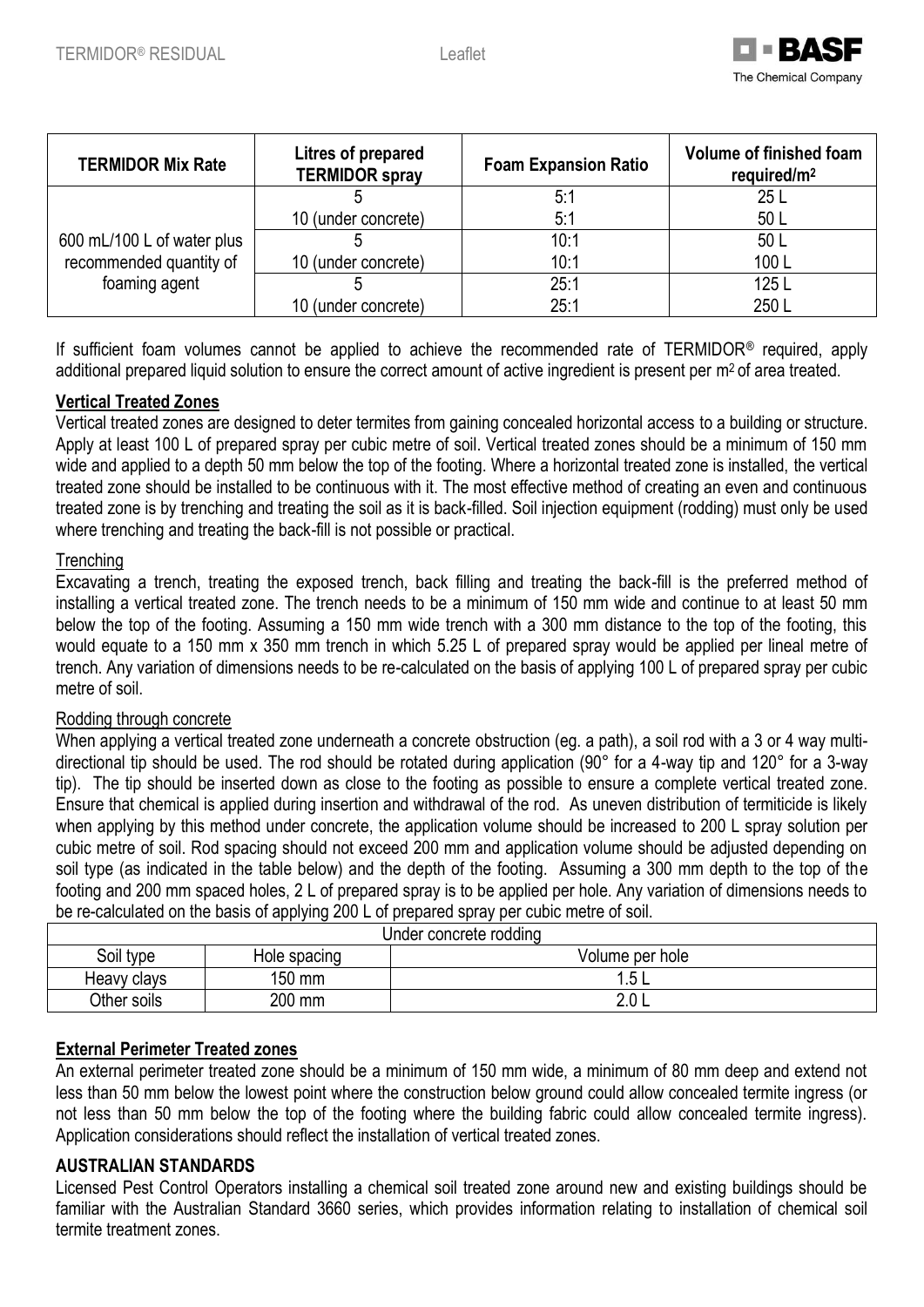| TERMIDOR Mix Rate | Litres of prepared TERMIDOR spray | Foam Expansion Ratio | Volume of finished foam required/m² |
|---|---|---|---|
| 600 mL/100 L of water plus recommended quantity of foaming agent | 5 | 5:1 | 25 L |
| | 10 (under concrete) | 5:1 | 50 L |
| | 5 | 10:1 | 50 L |
| | 10 (under concrete) | 10:1 | 100 L |
| | 5 | 25:1 | 125 L |
| | 10 (under concrete) | 25:1 | 250 L |

If sufficient foam volumes cannot be applied to achieve the recommended rate of TERMIDOR® required, apply additional prepared liquid solution to ensure the correct amount of active ingredient is present per m² of area treated.

**Vertical Treated Zones**

Vertical treated zones are designed to deter termites from gaining concealed horizontal access to a building or structure. Apply at least 100 L of prepared spray per cubic metre of soil. Vertical treated zones should be a minimum of 150 mm wide and applied to a depth 50 mm below the top of the footing. Where a horizontal treated zone is installed, the vertical treated zone should be installed to be continuous with it. The most effective method of creating an even and continuous treated zone is by trenching and treating the soil as it is back-filled. Soil injection equipment (rodding) must only be used where trenching and treating the back-fill is not possible or practical.

Trenching

Excavating a trench, treating the exposed trench, back filling and treating the back-fill is the preferred method of installing a vertical treated zone. The trench needs to be a minimum of 150 mm wide and continue to at least 50 mm below the top of the footing. Assuming a 150 mm wide trench with a 300 mm distance to the top of the footing, this would equate to a 150 mm x 350 mm trench in which 5.25 L of prepared spray would be applied per lineal metre of trench. Any variation of dimensions needs to be re-calculated on the basis of applying 100 L of prepared spray per cubic metre of soil.

Rodding through concrete

When applying a vertical treated zone underneath a concrete obstruction (eg. a path), a soil rod with a 3 or 4 way multi-directional tip should be used. The rod should be rotated during application (90° for a 4-way tip and 120° for a 3-way tip). The tip should be inserted down as close to the footing as possible to ensure a complete vertical treated zone. Ensure that chemical is applied during insertion and withdrawal of the rod. As uneven distribution of termiticide is likely when applying by this method under concrete, the application volume should be increased to 200 L spray solution per cubic metre of soil. Rod spacing should not exceed 200 mm and application volume should be adjusted depending on soil type (as indicated in the table below) and the depth of the footing. Assuming a 300 mm depth to the top of the footing and 200 mm spaced holes, 2 L of prepared spray is to be applied per hole. Any variation of dimensions needs to be re-calculated on the basis of applying 200 L of prepared spray per cubic metre of soil.

| Under concrete rodding | | |
|---|---|---|
| Soil type | Hole spacing | Volume per hole |
| Heavy clays | 150 mm | 1.5 L |
| Other soils | 200 mm | 2.0 L |

**External Perimeter Treated zones**

An external perimeter treated zone should be a minimum of 150 mm wide, a minimum of 80 mm deep and extend not less than 50 mm below the lowest point where the construction below ground could allow concealed termite ingress (or not less than 50 mm below the top of the footing where the building fabric could allow concealed termite ingress). Application considerations should reflect the installation of vertical treated zones.

**AUSTRALIAN STANDARDS**

Licensed Pest Control Operators installing a chemical soil treated zone around new and existing buildings should be familiar with the Australian Standard 3660 series, which provides information relating to installation of chemical soil termite treatment zones.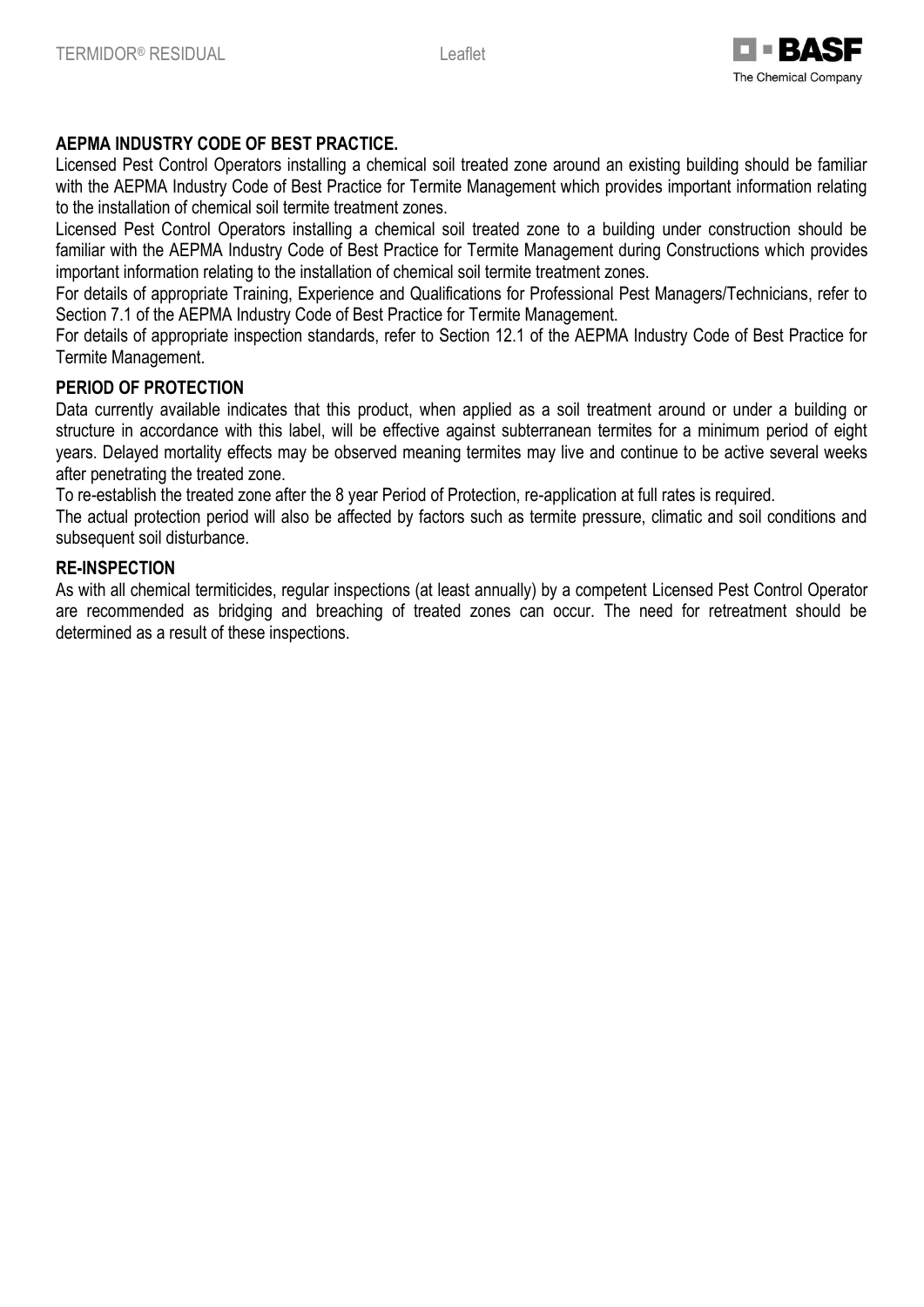## AEPMA INDUSTRY CODE OF BEST PRACTICE.

Licensed Pest Control Operators installing a chemical soil treated zone around an existing building should be familiar with the AEPMA Industry Code of Best Practice for Termite Management which provides important information relating to the installation of chemical soil termite treatment zones.

Licensed Pest Control Operators installing a chemical soil treated zone to a building under construction should be familiar with the AEPMA Industry Code of Best Practice for Termite Management during Constructions which provides important information relating to the installation of chemical soil termite treatment zones.

For details of appropriate Training, Experience and Qualifications for Professional Pest Managers/Technicians, refer to Section 7.1 of the AEPMA Industry Code of Best Practice for Termite Management.

For details of appropriate inspection standards, refer to Section 12.1 of the AEPMA Industry Code of Best Practice for Termite Management.

## PERIOD OF PROTECTION

Data currently available indicates that this product, when applied as a soil treatment around or under a building or structure in accordance with this label, will be effective against subterranean termites for a minimum period of eight years. Delayed mortality effects may be observed meaning termites may live and continue to be active several weeks after penetrating the treated zone.

To re-establish the treated zone after the 8 year Period of Protection, re-application at full rates is required.

The actual protection period will also be affected by factors such as termite pressure, climatic and soil conditions and subsequent soil disturbance.

## RE-INSPECTION

As with all chemical termiticides, regular inspections (at least annually) by a competent Licensed Pest Control Operator are recommended as bridging and breaching of treated zones can occur. The need for retreatment should be determined as a result of these inspections.